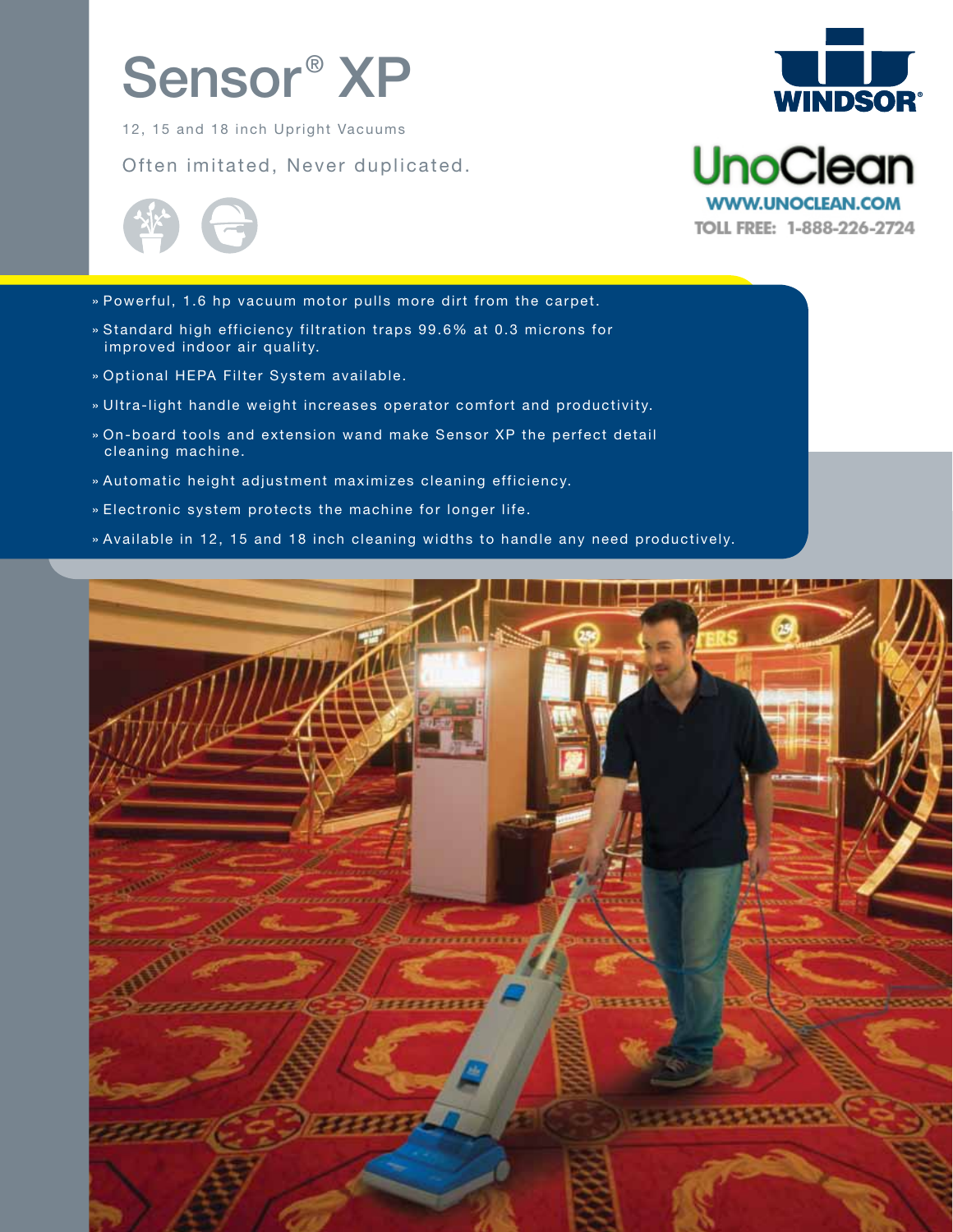# Sensor® XP

12, 15 and 18 inch Upright Vacuums

Often imitated, Never duplicated.

WINDSOR®

UnoClean
WWW.UNOCLEAN.COM
TOLL FREE: 1-888-226-2724

- Powerful, 1.6 hp vacuum motor pulls more dirt from the carpet.
- Standard high efficiency filtration traps 99.6% at 0.3 microns for improved indoor air quality.
- Optional HEPA Filter System available.
- Ultra-light handle weight increases operator comfort and productivity.
- On-board tools and extension wand make Sensor XP the perfect detail cleaning machine.
- Automatic height adjustment maximizes cleaning efficiency.
- Electronic system protects the machine for longer life.
- Available in 12, 15 and 18 inch cleaning widths to handle any need productively.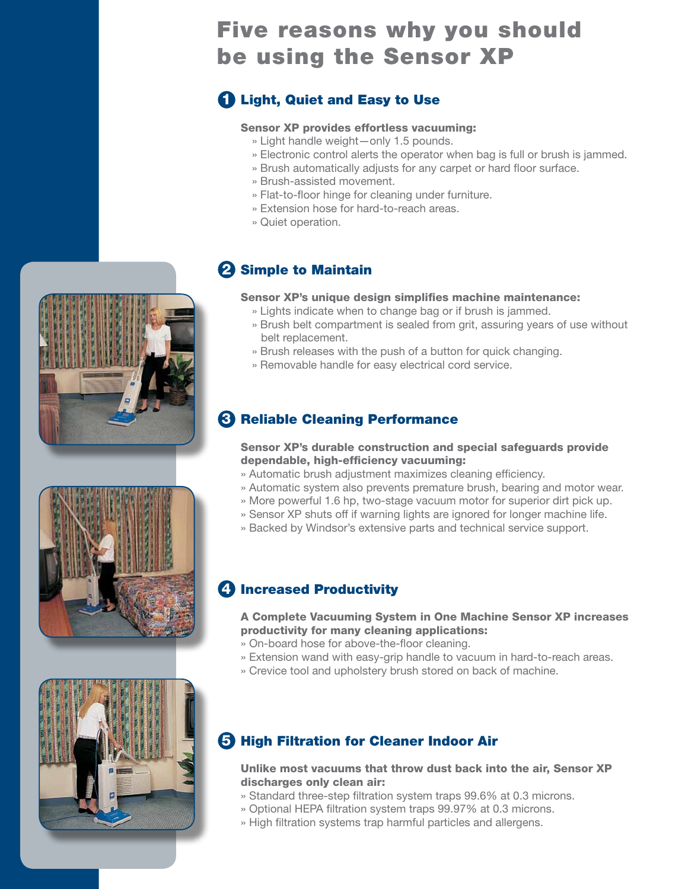# Five reasons why you should be using the Sensor XP

## 1 Light, Quiet and Easy to Use

**Sensor XP provides effortless vacuuming:**

» Light handle weight—only 1.5 pounds.
» Electronic control alerts the operator when bag is full or brush is jammed.
» Brush automatically adjusts for any carpet or hard floor surface.
» Brush-assisted movement.
» Flat-to-floor hinge for cleaning under furniture.
» Extension hose for hard-to-reach areas.
» Quiet operation.

## 2 Simple to Maintain

**Sensor XP's unique design simplifies machine maintenance:**

» Lights indicate when to change bag or if brush is jammed.
» Brush belt compartment is sealed from grit, assuring years of use without belt replacement.
» Brush releases with the push of a button for quick changing.
» Removable handle for easy electrical cord service.

## 3 Reliable Cleaning Performance

**Sensor XP's durable construction and special safeguards provide dependable, high-efficiency vacuuming:**

» Automatic brush adjustment maximizes cleaning efficiency.
» Automatic system also prevents premature brush, bearing and motor wear.
» More powerful 1.6 hp, two-stage vacuum motor for superior dirt pick up.
» Sensor XP shuts off if warning lights are ignored for longer machine life.
» Backed by Windsor's extensive parts and technical service support.

## 4 Increased Productivity

**A Complete Vacuuming System in One Machine Sensor XP increases productivity for many cleaning applications:**

» On-board hose for above-the-floor cleaning.
» Extension wand with easy-grip handle to vacuum in hard-to-reach areas.
» Crevice tool and upholstery brush stored on back of machine.

## 5 High Filtration for Cleaner Indoor Air

**Unlike most vacuums that throw dust back into the air, Sensor XP discharges only clean air:**

» Standard three-step filtration system traps 99.6% at 0.3 microns.
» Optional HEPA filtration system traps 99.97% at 0.3 microns.
» High filtration systems trap harmful particles and allergens.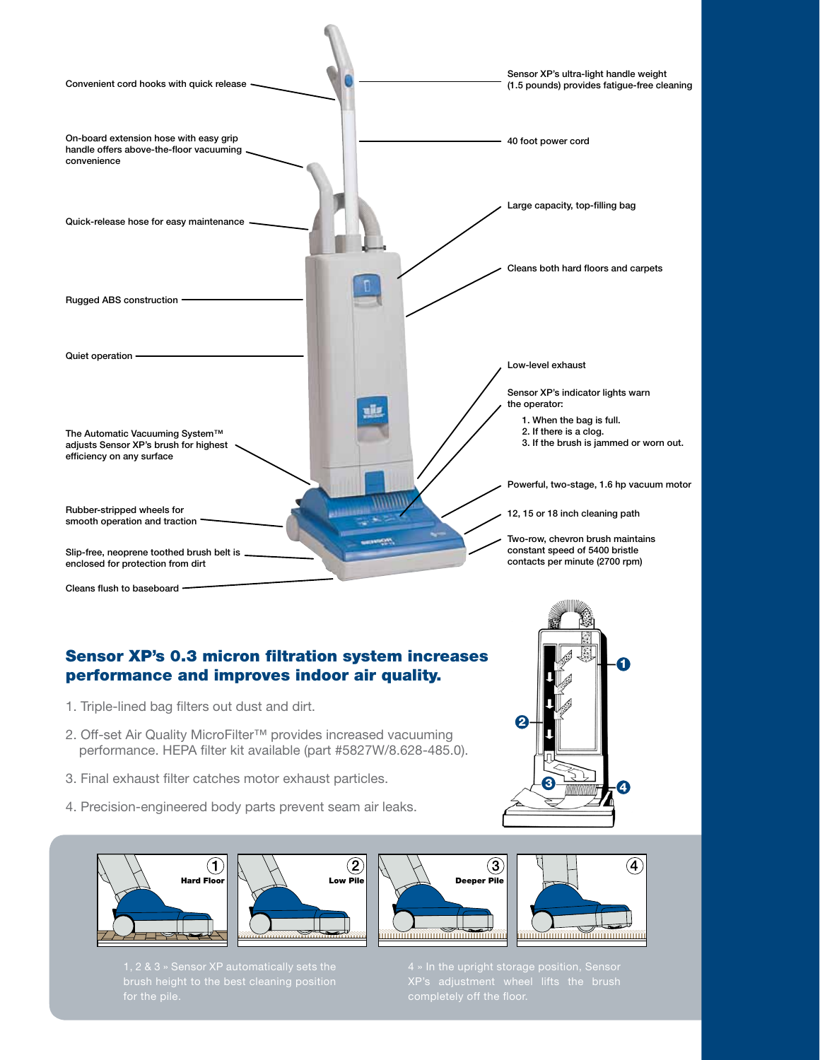Convenient cord hooks with quick release

On-board extension hose with easy grip handle offers above-the-floor vacuuming convenience

Quick-release hose for easy maintenance

Rugged ABS construction

Quiet operation

The Automatic Vacuuming System™ adjusts Sensor XP's brush for highest efficiency on any surface

Rubber-stripped wheels for smooth operation and traction

Slip-free, neoprene toothed brush belt is enclosed for protection from dirt

Cleans flush to baseboard

Sensor XP's ultra-light handle weight (1.5 pounds) provides fatigue-free cleaning

40 foot power cord

Large capacity, top-filling bag

Cleans both hard floors and carpets

Low-level exhaust

Sensor XP's indicator lights warn the operator:

1. When the bag is full.
2. If there is a clog.
3. If the brush is jammed or worn out.

Powerful, two-stage, 1.6 hp vacuum motor

12, 15 or 18 inch cleaning path

Two-row, chevron brush maintains constant speed of 5400 bristle contacts per minute (2700 rpm)

## Sensor XP's 0.3 micron filtration system increases performance and improves indoor air quality.

1. Triple-lined bag filters out dust and dirt.
2. Off-set Air Quality MicroFilter™ provides increased vacuuming performance. HEPA filter kit available (part #5827W/8.628-485.0).
3. Final exhaust filter catches motor exhaust particles.
4. Precision-engineered body parts prevent seam air leaks.

1 Hard Floor

2 Low Pile

3 Deeper Pile

4

1, 2 & 3 » Sensor XP automatically sets the brush height to the best cleaning position for the pile.

4 » In the upright storage position, Sensor XP's adjustment wheel lifts the brush completely off the floor.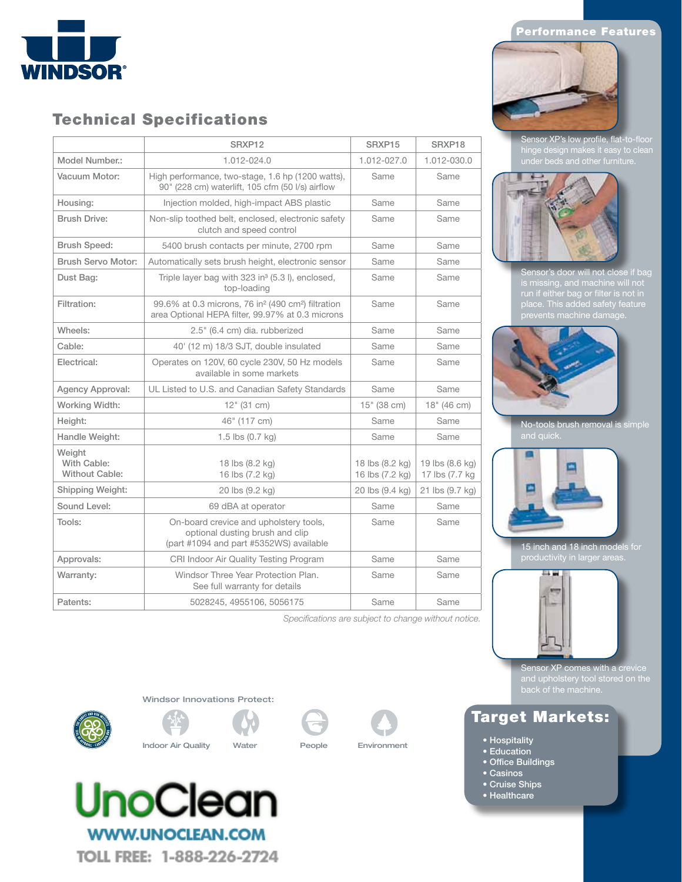WINDSOR®

## Technical Specifications

| | SRXP12 | SRXP15 | SRXP18 |
|---|---|---|---|
| Model Number.: | 1.012-024.0 | 1.012-027.0 | 1.012-030.0 |
| Vacuum Motor: | High performance, two-stage, 1.6 hp (1200 watts), 90" (228 cm) waterlift, 105 cfm (50 l/s) airflow | Same | Same |
| Housing: | Injection molded, high-impact ABS plastic | Same | Same |
| Brush Drive: | Non-slip toothed belt, enclosed, electronic safety clutch and speed control | Same | Same |
| Brush Speed: | 5400 brush contacts per minute, 2700 rpm | Same | Same |
| Brush Servo Motor: | Automatically sets brush height, electronic sensor | Same | Same |
| Dust Bag: | Triple layer bag with 323 in³ (5.3 l), enclosed, top-loading | Same | Same |
| Filtration: | 99.6% at 0.3 microns, 76 in² (490 cm²) filtration area Optional HEPA filter, 99.97% at 0.3 microns | Same | Same |
| Wheels: | 2.5" (6.4 cm) dia. rubberized | Same | Same |
| Cable: | 40' (12 m) 18/3 SJT, double insulated | Same | Same |
| Electrical: | Operates on 120V, 60 cycle 230V, 50 Hz models available in some markets | Same | Same |
| Agency Approval: | UL Listed to U.S. and Canadian Safety Standards | Same | Same |
| Working Width: | 12" (31 cm) | 15" (38 cm) | 18" (46 cm) |
| Height: | 46" (117 cm) | Same | Same |
| Handle Weight: | 1.5 lbs (0.7 kg) | Same | Same |
| Weight<br>With Cable:<br>Without Cable: | 18 lbs (8.2 kg)<br>16 lbs (7.2 kg) | 18 lbs (8.2 kg)<br>16 lbs (7.2 kg) | 19 lbs (8.6 kg)<br>17 lbs (7.7 kg |
| Shipping Weight: | 20 lbs (9.2 kg) | 20 lbs (9.4 kg) | 21 lbs (9.7 kg) |
| Sound Level: | 69 dBA at operator | Same | Same |
| Tools: | On-board crevice and upholstery tools, optional dusting brush and clip (part #1094 and part #5352WS) available | Same | Same |
| Approvals: | CRI Indoor Air Quality Testing Program | Same | Same |
| Warranty: | Windsor Three Year Protection Plan. See full warranty for details | Same | Same |
| Patents: | 5028245, 4955106, 5056175 | Same | Same |

*Specifications are subject to change without notice.*

## Performance Features

Sensor XP's low profile, flat-to-floor hinge design makes it easy to clean under beds and other furniture.

Sensor's door will not close if bag is missing, and machine will not run if either bag or filter is not in place. This added safety feature prevents machine damage.

No-tools brush removal is simple and quick.

15 inch and 18 inch models for productivity in larger areas.

Sensor XP comes with a crevice and upholstery tool stored on the back of the machine.

## Target Markets:

- Hospitality
- Education
- Office Buildings
- Casinos
- Cruise Ships
- Healthcare

Windsor Innovations Protect:

Indoor Air Quality  Water  People  Environment

UnoClean

WWW.UNOCLEAN.COM

TOLL FREE: 1-888-226-2724